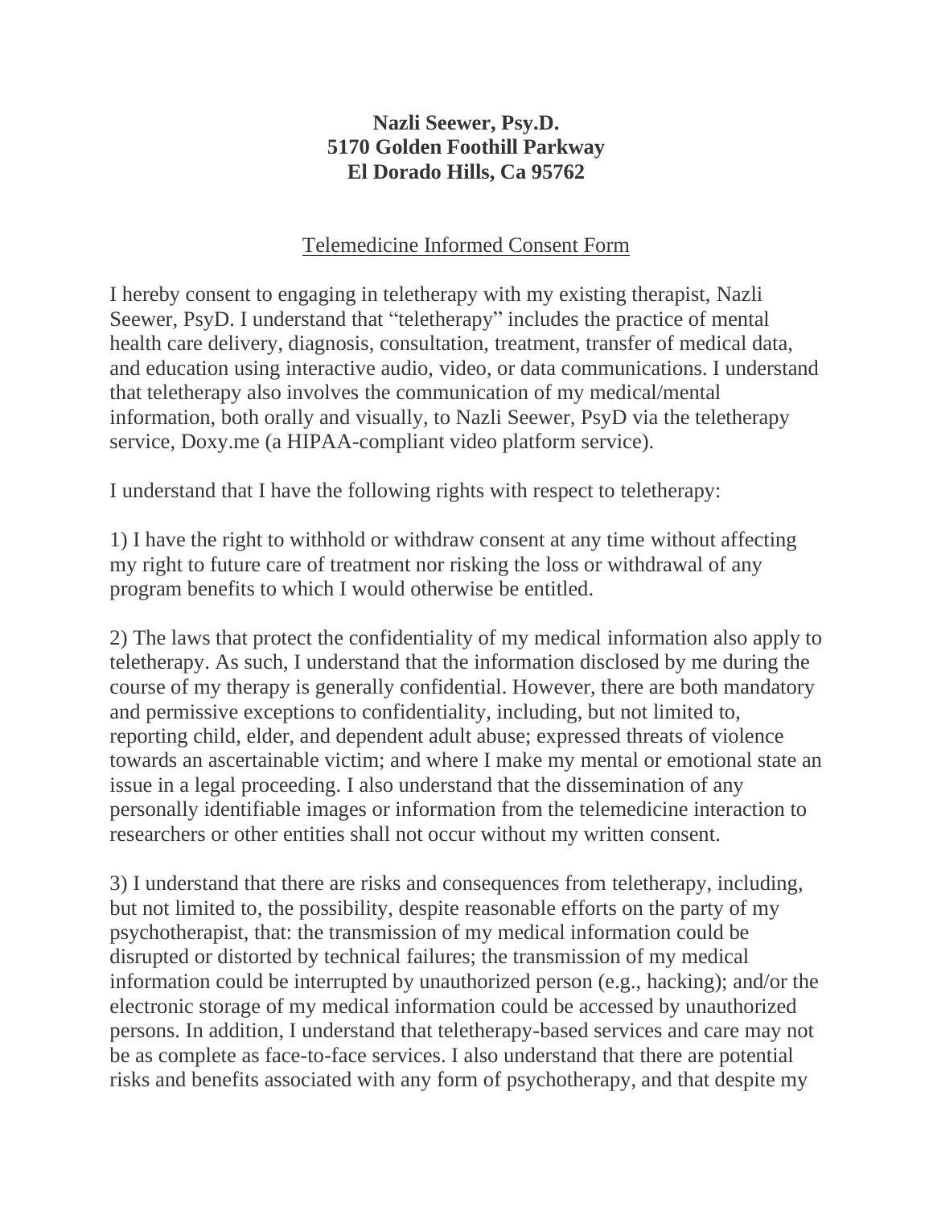**Nazli Seewer, Psy.D.**
**5170 Golden Foothill Parkway**
**El Dorado Hills, Ca 95762**

# Telemedicine Informed Consent Form

I hereby consent to engaging in teletherapy with my existing therapist, Nazli Seewer, PsyD. I understand that "teletherapy" includes the practice of mental health care delivery, diagnosis, consultation, treatment, transfer of medical data, and education using interactive audio, video, or data communications. I understand that teletherapy also involves the communication of my medical/mental information, both orally and visually, to Nazli Seewer, PsyD via the teletherapy service, Doxy.me (a HIPAA-compliant video platform service).

I understand that I have the following rights with respect to teletherapy:

1) I have the right to withhold or withdraw consent at any time without affecting my right to future care of treatment nor risking the loss or withdrawal of any program benefits to which I would otherwise be entitled.

2) The laws that protect the confidentiality of my medical information also apply to teletherapy. As such, I understand that the information disclosed by me during the course of my therapy is generally confidential. However, there are both mandatory and permissive exceptions to confidentiality, including, but not limited to, reporting child, elder, and dependent adult abuse; expressed threats of violence towards an ascertainable victim; and where I make my mental or emotional state an issue in a legal proceeding. I also understand that the dissemination of any personally identifiable images or information from the telemedicine interaction to researchers or other entities shall not occur without my written consent.

3) I understand that there are risks and consequences from teletherapy, including, but not limited to, the possibility, despite reasonable efforts on the party of my psychotherapist, that: the transmission of my medical information could be disrupted or distorted by technical failures; the transmission of my medical information could be interrupted by unauthorized person (e.g., hacking); and/or the electronic storage of my medical information could be accessed by unauthorized persons. In addition, I understand that teletherapy-based services and care may not be as complete as face-to-face services. I also understand that there are potential risks and benefits associated with any form of psychotherapy, and that despite my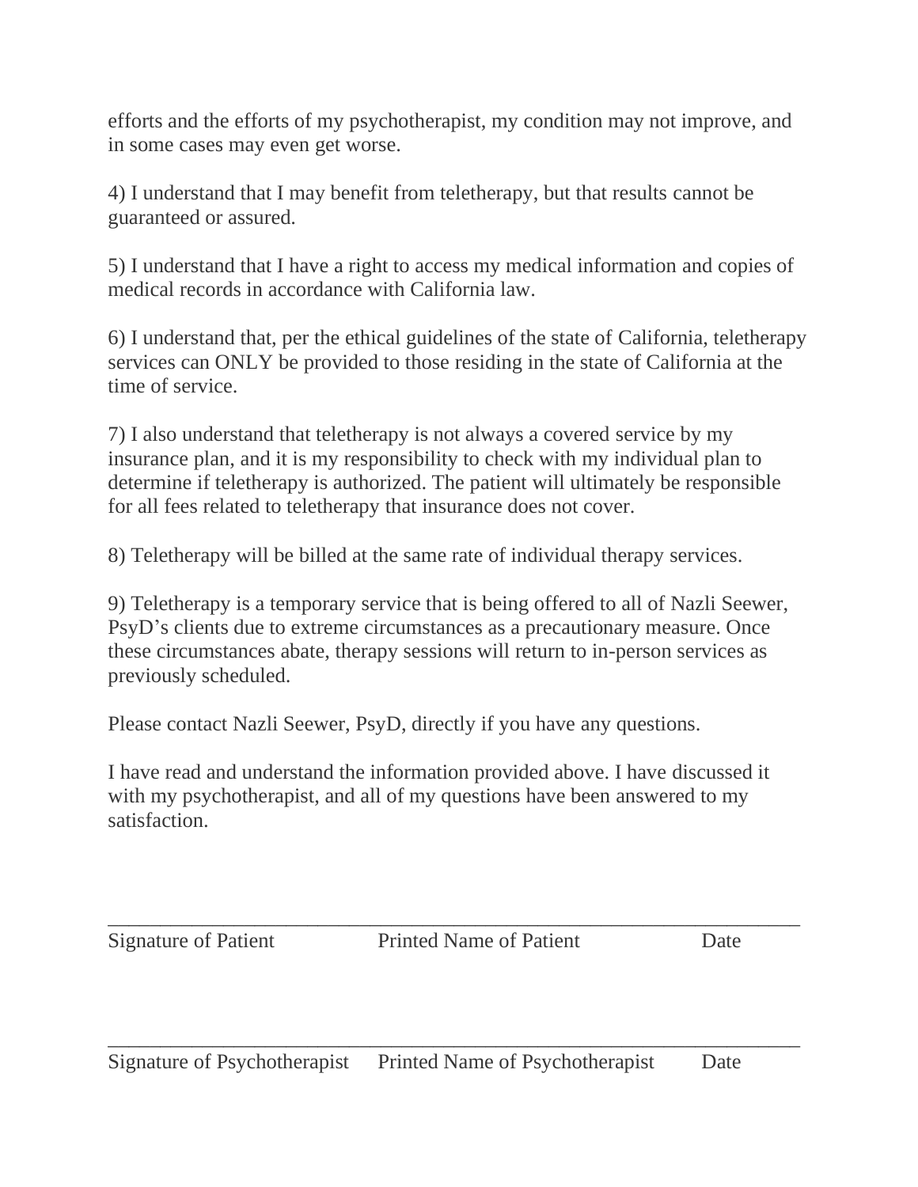efforts and the efforts of my psychotherapist, my condition may not improve, and in some cases may even get worse.

4) I understand that I may benefit from teletherapy, but that results cannot be guaranteed or assured.

5) I understand that I have a right to access my medical information and copies of medical records in accordance with California law.

6) I understand that, per the ethical guidelines of the state of California, teletherapy services can ONLY be provided to those residing in the state of California at the time of service.

7) I also understand that teletherapy is not always a covered service by my insurance plan, and it is my responsibility to check with my individual plan to determine if teletherapy is authorized. The patient will ultimately be responsible for all fees related to teletherapy that insurance does not cover.

8) Teletherapy will be billed at the same rate of individual therapy services.

9) Teletherapy is a temporary service that is being offered to all of Nazli Seewer, PsyD's clients due to extreme circumstances as a precautionary measure. Once these circumstances abate, therapy sessions will return to in-person services as previously scheduled.

Please contact Nazli Seewer, PsyD, directly if you have any questions.

I have read and understand the information provided above. I have discussed it with my psychotherapist, and all of my questions have been answered to my satisfaction.

\_\_\_\_\_\_\_\_\_\_\_\_\_\_\_\_\_\_\_\_\_\_\_\_\_\_\_\_\_\_\_\_\_\_\_\_\_\_\_\_\_\_\_\_\_\_\_\_\_\_\_\_\_\_\_\_\_\_\_\_\_\_\_\_\_\_

Signature of Patient          Printed Name of Patient          Date

\_\_\_\_\_\_\_\_\_\_\_\_\_\_\_\_\_\_\_\_\_\_\_\_\_\_\_\_\_\_\_\_\_\_\_\_\_\_\_\_\_\_\_\_\_\_\_\_\_\_\_\_\_\_\_\_\_\_\_\_\_\_\_\_\_\_

Signature of Psychotherapist     Printed Name of Psychotherapist     Date